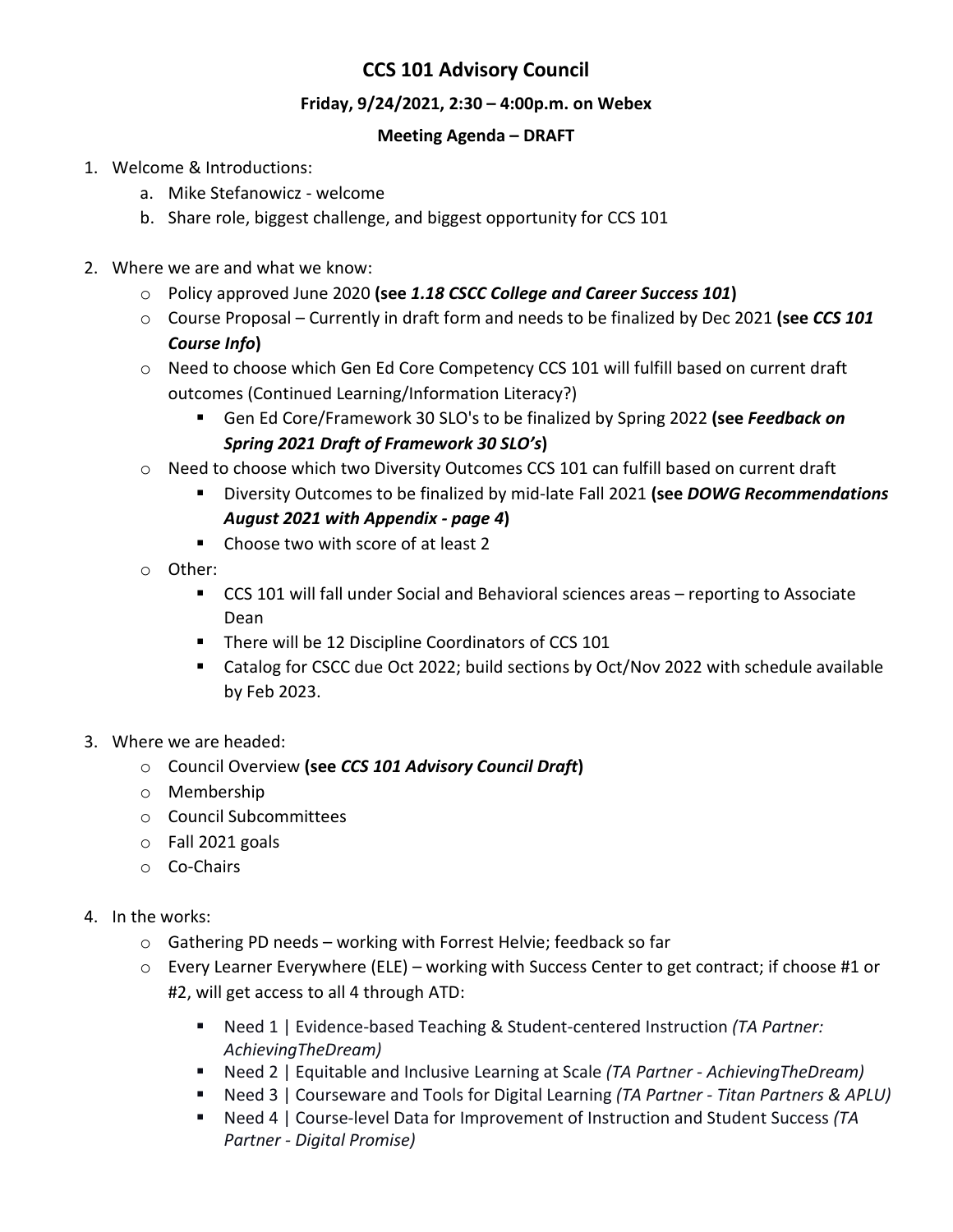# CCS 101 Advisory Council

**Friday, 9/24/2021, 2:30 – 4:00p.m. on Webex**

**Meeting Agenda – DRAFT**

1. Welcome & Introductions:
   a. Mike Stefanowicz - welcome
   b. Share role, biggest challenge, and biggest opportunity for CCS 101

2. Where we are and what we know:
   - Policy approved June 2020 **(see *1.18 CSCC College and Career Success 101*)**
   - Course Proposal – Currently in draft form and needs to be finalized by Dec 2021 **(see *CCS 101 Course Info*)**
   - Need to choose which Gen Ed Core Competency CCS 101 will fulfill based on current draft outcomes (Continued Learning/Information Literacy?)
     - Gen Ed Core/Framework 30 SLO's to be finalized by Spring 2022 **(see *Feedback on Spring 2021 Draft of Framework 30 SLO's*)**
   - Need to choose which two Diversity Outcomes CCS 101 can fulfill based on current draft
     - Diversity Outcomes to be finalized by mid-late Fall 2021 **(see *DOWG Recommendations August 2021 with Appendix - page 4*)**
     - Choose two with score of at least 2
   - Other:
     - CCS 101 will fall under Social and Behavioral sciences areas – reporting to Associate Dean
     - There will be 12 Discipline Coordinators of CCS 101
     - Catalog for CSCC due Oct 2022; build sections by Oct/Nov 2022 with schedule available by Feb 2023.

3. Where we are headed:
   - Council Overview **(see *CCS 101 Advisory Council Draft*)**
   - Membership
   - Council Subcommittees
   - Fall 2021 goals
   - Co-Chairs

4. In the works:
   - Gathering PD needs – working with Forrest Helvie; feedback so far
   - Every Learner Everywhere (ELE) – working with Success Center to get contract; if choose #1 or #2, will get access to all 4 through ATD:
     - Need 1 | Evidence-based Teaching & Student-centered Instruction *(TA Partner: AchievingTheDream)*
     - Need 2 | Equitable and Inclusive Learning at Scale *(TA Partner - AchievingTheDream)*
     - Need 3 | Courseware and Tools for Digital Learning *(TA Partner - Titan Partners & APLU)*
     - Need 4 | Course-level Data for Improvement of Instruction and Student Success *(TA Partner - Digital Promise)*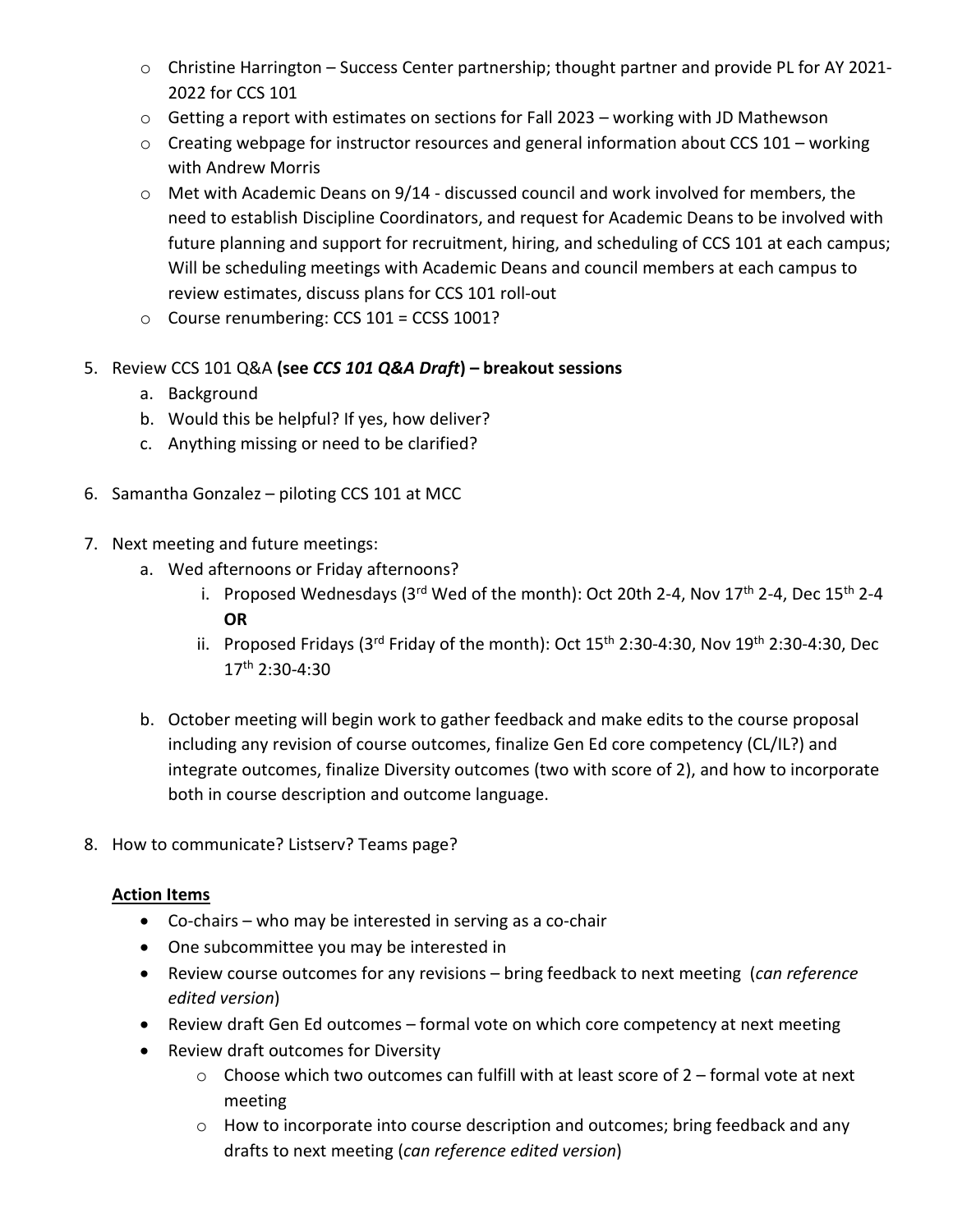- Christine Harrington – Success Center partnership; thought partner and provide PL for AY 2021-2022 for CCS 101
  - Getting a report with estimates on sections for Fall 2023 – working with JD Mathewson
  - Creating webpage for instructor resources and general information about CCS 101 – working with Andrew Morris
  - Met with Academic Deans on 9/14 - discussed council and work involved for members, the need to establish Discipline Coordinators, and request for Academic Deans to be involved with future planning and support for recruitment, hiring, and scheduling of CCS 101 at each campus; Will be scheduling meetings with Academic Deans and council members at each campus to review estimates, discuss plans for CCS 101 roll-out
  - Course renumbering: CCS 101 = CCSS 1001?

5. Review CCS 101 Q&A **(see *CCS 101 Q&A Draft*) – breakout sessions**
   a. Background
   b. Would this be helpful? If yes, how deliver?
   c. Anything missing or need to be clarified?

6. Samantha Gonzalez – piloting CCS 101 at MCC

7. Next meeting and future meetings:
   a. Wed afternoons or Friday afternoons?
      i. Proposed Wednesdays (3rd Wed of the month): Oct 20th 2-4, Nov 17th 2-4, Dec 15th 2-4 **OR**
      ii. Proposed Fridays (3rd Friday of the month): Oct 15th 2:30-4:30, Nov 19th 2:30-4:30, Dec 17th 2:30-4:30

   b. October meeting will begin work to gather feedback and make edits to the course proposal including any revision of course outcomes, finalize Gen Ed core competency (CL/IL?) and integrate outcomes, finalize Diversity outcomes (two with score of 2), and how to incorporate both in course description and outcome language.

8. How to communicate? Listserv? Teams page?

**<u>Action Items</u>**

- Co-chairs – who may be interested in serving as a co-chair
- One subcommittee you may be interested in
- Review course outcomes for any revisions – bring feedback to next meeting (*can reference edited version*)
- Review draft Gen Ed outcomes – formal vote on which core competency at next meeting
- Review draft outcomes for Diversity
  - Choose which two outcomes can fulfill with at least score of 2 – formal vote at next meeting
  - How to incorporate into course description and outcomes; bring feedback and any drafts to next meeting (*can reference edited version*)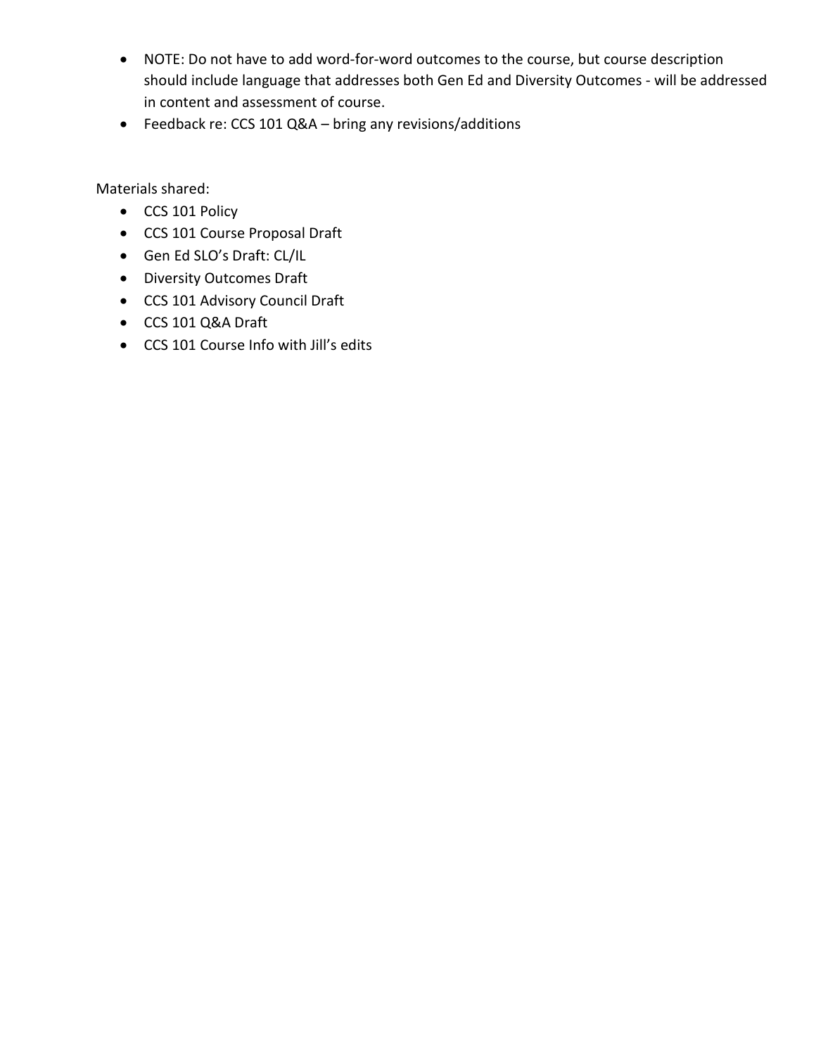- NOTE: Do not have to add word-for-word outcomes to the course, but course description should include language that addresses both Gen Ed and Diversity Outcomes - will be addressed in content and assessment of course.
- Feedback re: CCS 101 Q&A – bring any revisions/additions

Materials shared:

- CCS 101 Policy
- CCS 101 Course Proposal Draft
- Gen Ed SLO's Draft: CL/IL
- Diversity Outcomes Draft
- CCS 101 Advisory Council Draft
- CCS 101 Q&A Draft
- CCS 101 Course Info with Jill's edits